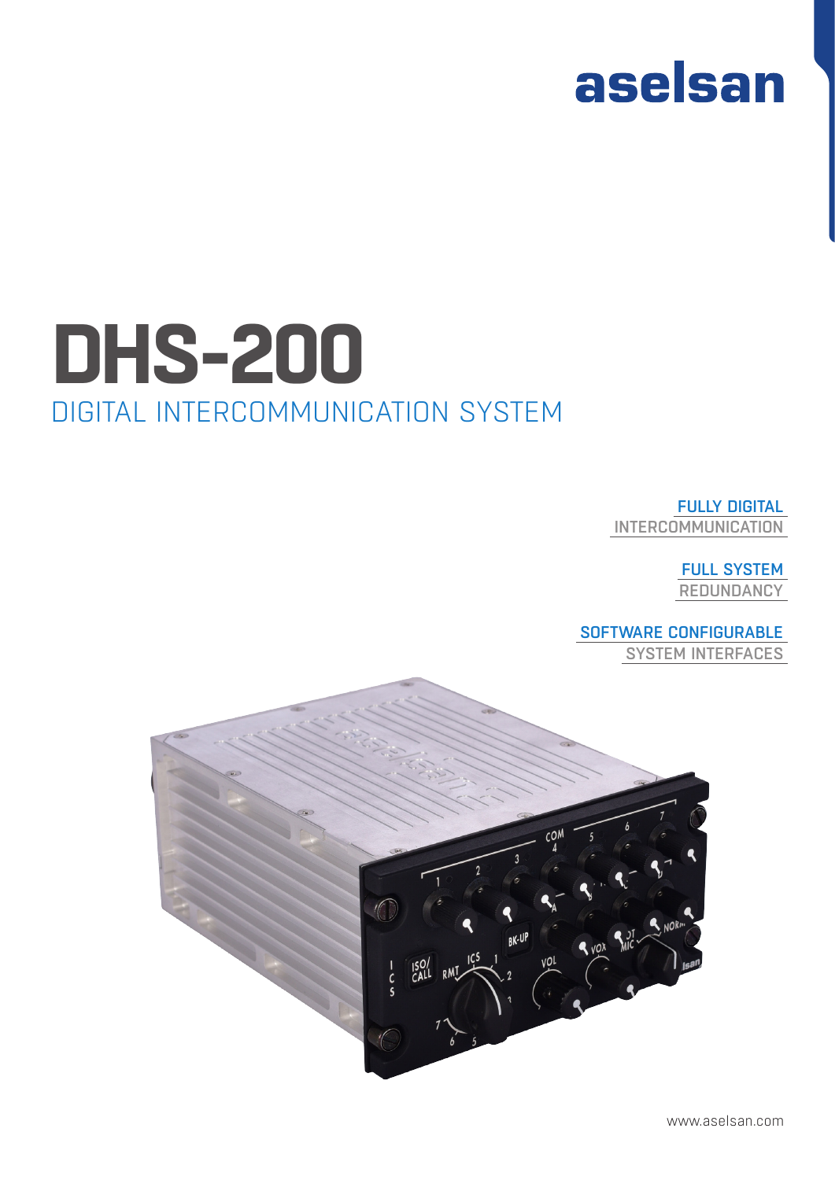aselsan

# DHS-200

## DIGITAL INTERCOMMUNICATION SYSTEM

**FULLY DIGITAL**
INTERCOMMUNICATION

**FULL SYSTEM**
REDUNDANCY

**SOFTWARE CONFIGURABLE**
SYSTEM INTERFACES

www.aselsan.com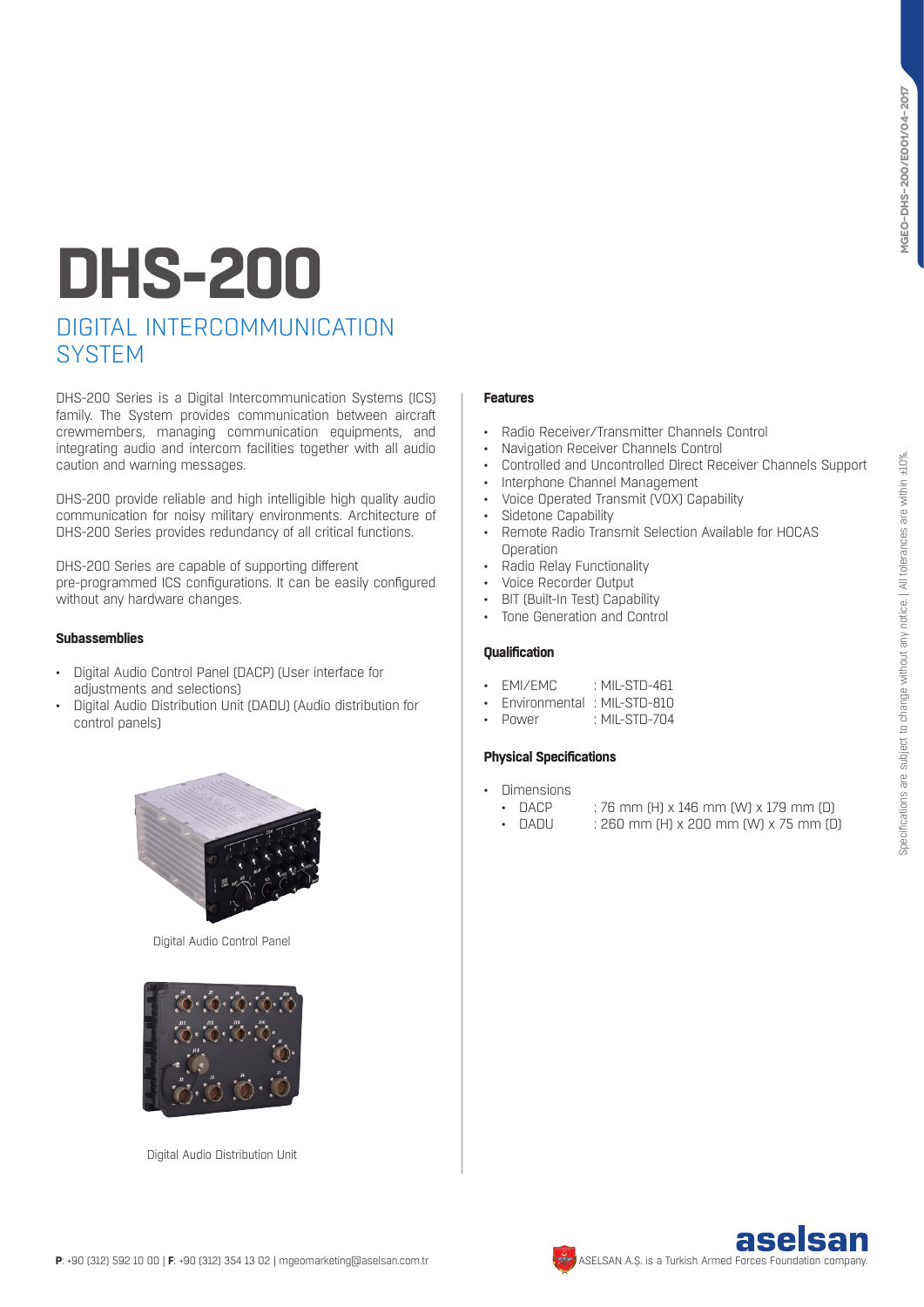# DHS-200

## DIGITAL INTERCOMMUNICATION SYSTEM

DHS-200 Series is a Digital Intercommunication Systems (ICS) family. The System provides communication between aircraft crewmembers, managing communication equipments, and integrating audio and intercom facilities together with all audio caution and warning messages.

DHS-200 provide reliable and high intelligible high quality audio communication for noisy military environments. Architecture of DHS-200 Series provides redundancy of all critical functions.

DHS-200 Series are capable of supporting different pre-programmed ICS configurations. It can be easily configured without any hardware changes.

**Subassemblies**

- Digital Audio Control Panel (DACP) (User interface for adjustments and selections)
- Digital Audio Distribution Unit (DADU) (Audio distribution for control panels)

Digital Audio Control Panel

Digital Audio Distribution Unit

**Features**

- Radio Receiver/Transmitter Channels Control
- Navigation Receiver Channels Control
- Controlled and Uncontrolled Direct Receiver Channels Support
- Interphone Channel Management
- Voice Operated Transmit (VOX) Capability
- Sidetone Capability
- Remote Radio Transmit Selection Available for HOCAS Operation
- Radio Relay Functionality
- Voice Recorder Output
- BIT (Built-In Test) Capability
- Tone Generation and Control

**Qualification**

- EMI/EMC : MIL-STD-461
- Environmental : MIL-STD-810
- Power : MIL-STD-704

**Physical Specifications**

- Dimensions
  - DACP : 76 mm (H) x 146 mm (W) x 179 mm (D)
  - DADU : 260 mm (H) x 200 mm (W) x 75 mm (D)

MGEO-DHS-200/E001/04-2017

Specifications are subject to change without any notice. | All tolerances are within ±10%.

**P**: +90 (312) 592 10 00 | **F**: +90 (312) 354 13 02 | mgeomarketing@aselsan.com.tr

aselsan

ASELSAN A.Ş. is a Turkish Armed Forces Foundation company.